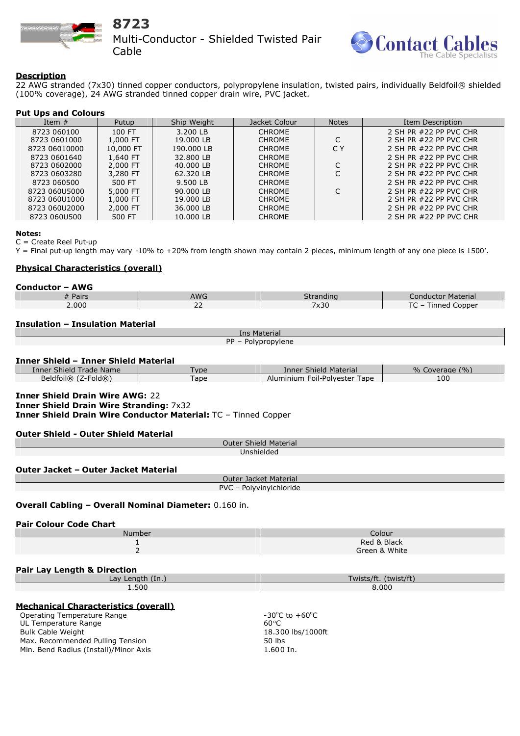# 8723

## Multi-Conductor - Shielded Twisted Pair Cable

Contact Cables
The Cable Specialists

### Description

22 AWG stranded (7x30) tinned copper conductors, polypropylene insulation, twisted pairs, individually Beldfoil® shielded (100% coverage), 24 AWG stranded tinned copper drain wire, PVC jacket.

### Put Ups and Colours

| Item # | Putup | Ship Weight | Jacket Colour | Notes | Item Description |
|---|---|---|---|---|---|
| 8723 060100 | 100 FT | 3.200 LB | CHROME | | 2 SH PR #22 PP PVC CHR |
| 8723 0601000 | 1,000 FT | 19.000 LB | CHROME | C | 2 SH PR #22 PP PVC CHR |
| 8723 06010000 | 10,000 FT | 190.000 LB | CHROME | C Y | 2 SH PR #22 PP PVC CHR |
| 8723 0601640 | 1,640 FT | 32.800 LB | CHROME | | 2 SH PR #22 PP PVC CHR |
| 8723 0602000 | 2,000 FT | 40.000 LB | CHROME | C | 2 SH PR #22 PP PVC CHR |
| 8723 0603280 | 3,280 FT | 62.320 LB | CHROME | C | 2 SH PR #22 PP PVC CHR |
| 8723 060500 | 500 FT | 9.500 LB | CHROME | | 2 SH PR #22 PP PVC CHR |
| 8723 060U5000 | 5,000 FT | 90.000 LB | CHROME | C | 2 SH PR #22 PP PVC CHR |
| 8723 060U1000 | 1,000 FT | 19.000 LB | CHROME | | 2 SH PR #22 PP PVC CHR |
| 8723 060U2000 | 2,000 FT | 36.000 LB | CHROME | | 2 SH PR #22 PP PVC CHR |
| 8723 060U500 | 500 FT | 10.000 LB | CHROME | | 2 SH PR #22 PP PVC CHR |

**Notes:**
C = Create Reel Put-up
Y = Final put-up length may vary -10% to +20% from length shown may contain 2 pieces, minimum length of any one piece is 1500'.

### Physical Characteristics (overall)

**Conductor – AWG**

| # Pairs | AWG | Stranding | Conductor Material |
|---|---|---|---|
| 2.000 | 22 | 7x30 | TC – Tinned Copper |

**Insulation – Insulation Material**

| Ins Material |
|---|
| PP – Polypropylene |

**Inner Shield – Inner Shield Material**

| Inner Shield Trade Name | Type | Inner Shield Material | % Coverage (%) |
|---|---|---|---|
| Beldfoil® (Z-Fold®) | Tape | Aluminium Foil-Polyester Tape | 100 |

**Inner Shield Drain Wire AWG:** 22
**Inner Shield Drain Wire Stranding:** 7x32
**Inner Shield Drain Wire Conductor Material:** TC – Tinned Copper

**Outer Shield - Outer Shield Material**

| Outer Shield Material |
|---|
| Unshielded |

**Outer Jacket – Outer Jacket Material**

| Outer Jacket Material |
|---|
| PVC – Polyvinylchloride |

**Overall Cabling – Overall Nominal Diameter:** 0.160 in.

**Pair Colour Code Chart**

| Number | Colour |
|---|---|
| 1 | Red & Black |
| 2 | Green & White |

**Pair Lay Length & Direction**

| Lay Length (In.) | Twists/ft. (twist/ft) |
|---|---|
| 1.500 | 8.000 |

### Mechanical Characteristics (overall)

| | |
|---|---|
| Operating Temperature Range | -30°C to +60°C |
| UL Temperature Range | 60°C |
| Bulk Cable Weight | 18.300 lbs/1000ft |
| Max. Recommended Pulling Tension | 50 lbs |
| Min. Bend Radius (Install)/Minor Axis | 1.600 In. |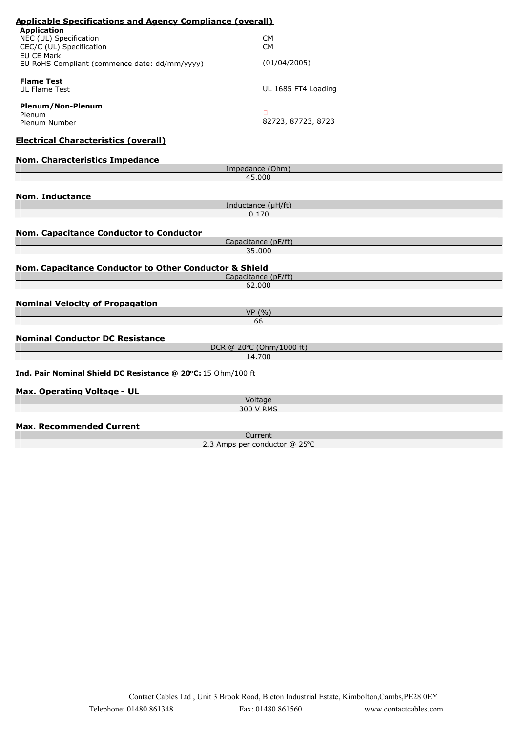## Applicable Specifications and Agency Compliance (overall)

| | |
|---|---|
| **Application** | |
| NEC (UL) Specification | CM |
| CEC/C (UL) Specification | CM |
| EU CE Mark | |
| EU RoHS Compliant (commence date: dd/mm/yyyy) | (01/04/2005) |
| **Flame Test** | |
| UL Flame Test | UL 1685 FT4 Loading |
| **Plenum/Non-Plenum** | |
| Plenum | |
| Plenum Number | 82723, 87723, 8723 |

## Electrical Characteristics (overall)

**Nom. Characteristics Impedance**

| Impedance (Ohm) |
|---|
| 45.000 |

**Nom. Inductance**

| Inductance (µH/ft) |
|---|
| 0.170 |

**Nom. Capacitance Conductor to Conductor**

| Capacitance (pF/ft) |
|---|
| 35.000 |

**Nom. Capacitance Conductor to Other Conductor & Shield**

| Capacitance (pF/ft) |
|---|
| 62.000 |

**Nominal Velocity of Propagation**

| VP (%) |
|---|
| 66 |

**Nominal Conductor DC Resistance**

| DCR @ 20°C (Ohm/1000 ft) |
|---|
| 14.700 |

**Ind. Pair Nominal Shield DC Resistance @ 20°C:** 15 Ohm/100 ft

**Max. Operating Voltage - UL**

| Voltage |
|---|
| 300 V RMS |

**Max. Recommended Current**

| Current |
|---|
| 2.3 Amps per conductor @ 25°C |

Contact Cables Ltd , Unit 3 Brook Road, Bicton Industrial Estate, Kimbolton,Cambs,PE28 0EY

Telephone: 01480 861348 Fax: 01480 861560 www.contactcables.com